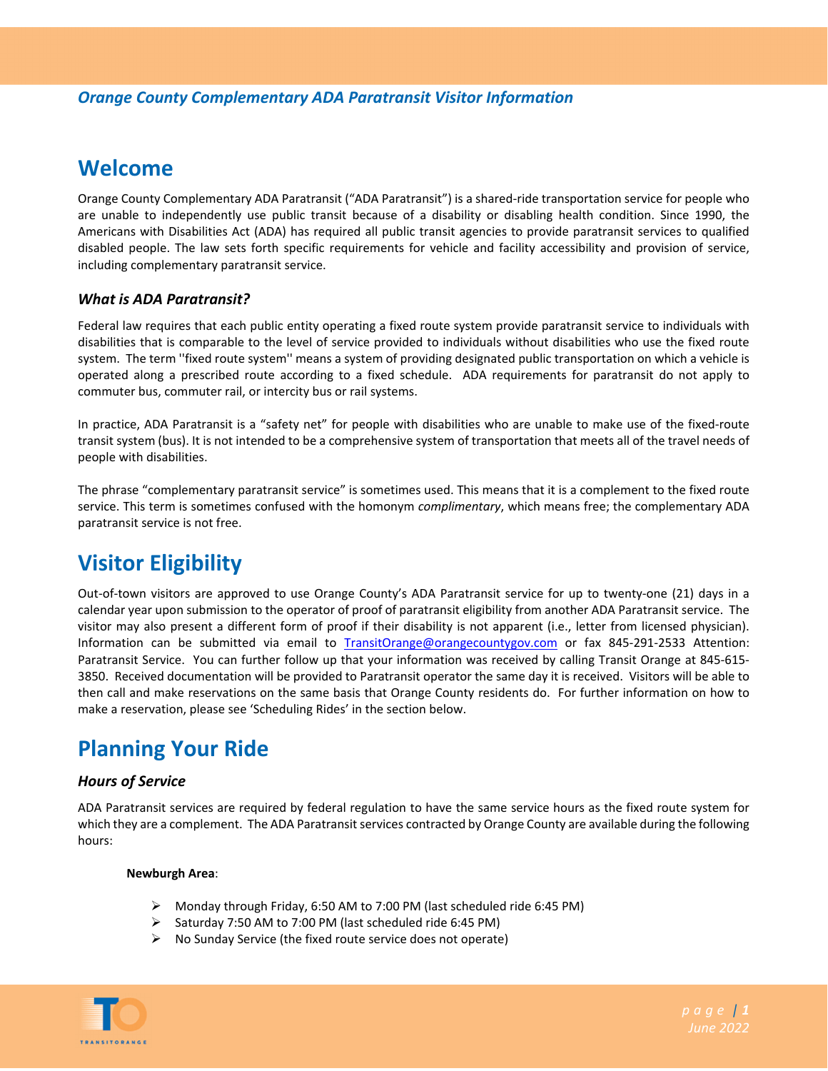*Orange County Complementary ADA Paratransit Visitor Information*

# Welcome

Orange County Complementary ADA Paratransit ("ADA Paratransit") is a shared-ride transportation service for people who are unable to independently use public transit because of a disability or disabling health condition. Since 1990, the Americans with Disabilities Act (ADA) has required all public transit agencies to provide paratransit services to qualified disabled people. The law sets forth specific requirements for vehicle and facility accessibility and provision of service, including complementary paratransit service.

### *What is ADA Paratransit?*

Federal law requires that each public entity operating a fixed route system provide paratransit service to individuals with disabilities that is comparable to the level of service provided to individuals without disabilities who use the fixed route system. The term ''fixed route system'' means a system of providing designated public transportation on which a vehicle is operated along a prescribed route according to a fixed schedule. ADA requirements for paratransit do not apply to commuter bus, commuter rail, or intercity bus or rail systems.

In practice, ADA Paratransit is a "safety net" for people with disabilities who are unable to make use of the fixed-route transit system (bus). It is not intended to be a comprehensive system of transportation that meets all of the travel needs of people with disabilities.

The phrase "complementary paratransit service" is sometimes used. This means that it is a complement to the fixed route service. This term is sometimes confused with the homonym *complimentary*, which means free; the complementary ADA paratransit service is not free.

# Visitor Eligibility

Out-of-town visitors are approved to use Orange County's ADA Paratransit service for up to twenty-one (21) days in a calendar year upon submission to the operator of proof of paratransit eligibility from another ADA Paratransit service. The visitor may also present a different form of proof if their disability is not apparent (i.e., letter from licensed physician). Information can be submitted via email to TransitOrange@orangecountygov.com or fax 845-291-2533 Attention: Paratransit Service. You can further follow up that your information was received by calling Transit Orange at 845-615-3850. Received documentation will be provided to Paratransit operator the same day it is received. Visitors will be able to then call and make reservations on the same basis that Orange County residents do. For further information on how to make a reservation, please see 'Scheduling Rides' in the section below.

# Planning Your Ride

### *Hours of Service*

ADA Paratransit services are required by federal regulation to have the same service hours as the fixed route system for which they are a complement. The ADA Paratransit services contracted by Orange County are available during the following hours:

**Newburgh Area**:

- Monday through Friday, 6:50 AM to 7:00 PM (last scheduled ride 6:45 PM)
- Saturday 7:50 AM to 7:00 PM (last scheduled ride 6:45 PM)
- No Sunday Service (the fixed route service does not operate)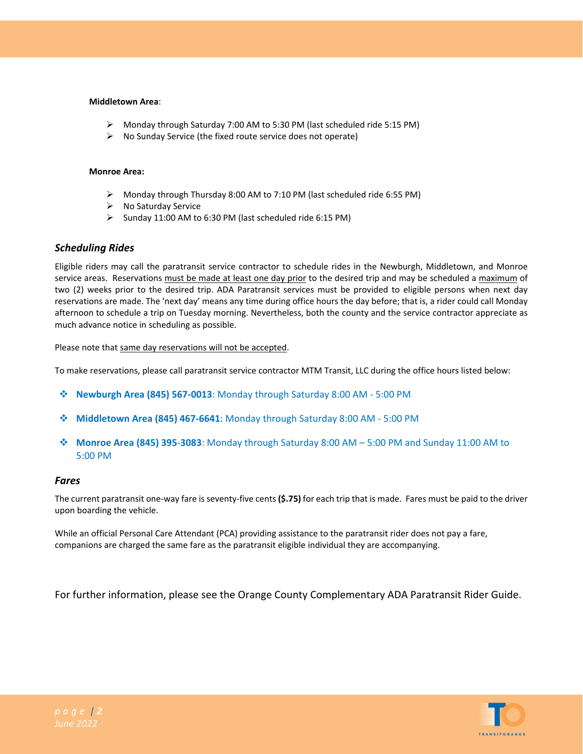**Middletown Area**:

- Monday through Saturday 7:00 AM to 5:30 PM (last scheduled ride 5:15 PM)
- No Sunday Service (the fixed route service does not operate)

**Monroe Area:**

- Monday through Thursday 8:00 AM to 7:10 PM (last scheduled ride 6:55 PM)
- No Saturday Service
- Sunday 11:00 AM to 6:30 PM (last scheduled ride 6:15 PM)

## *Scheduling Rides*

Eligible riders may call the paratransit service contractor to schedule rides in the Newburgh, Middletown, and Monroe service areas. Reservations must be made at least one day prior to the desired trip and may be scheduled a maximum of two (2) weeks prior to the desired trip. ADA Paratransit services must be provided to eligible persons when next day reservations are made. The 'next day' means any time during office hours the day before; that is, a rider could call Monday afternoon to schedule a trip on Tuesday morning. Nevertheless, both the county and the service contractor appreciate as much advance notice in scheduling as possible.

Please note that same day reservations will not be accepted.

To make reservations, please call paratransit service contractor MTM Transit, LLC during the office hours listed below:

- **Newburgh Area (845) 567-0013**: Monday through Saturday 8:00 AM - 5:00 PM
- **Middletown Area (845) 467-6641**: Monday through Saturday 8:00 AM - 5:00 PM
- **Monroe Area (845) 395-3083**: Monday through Saturday 8:00 AM – 5:00 PM and Sunday 11:00 AM to 5:00 PM

## *Fares*

The current paratransit one-way fare is seventy-five cents **($.75)** for each trip that is made. Fares must be paid to the driver upon boarding the vehicle.

While an official Personal Care Attendant (PCA) providing assistance to the paratransit rider does not pay a fare, companions are charged the same fare as the paratransit eligible individual they are accompanying.

For further information, please see the Orange County Complementary ADA Paratransit Rider Guide.